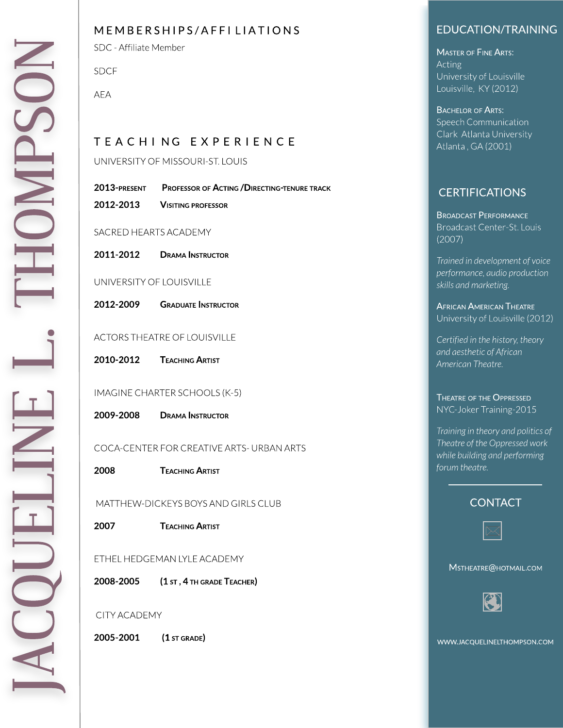# JACQUELINE L. THOMPSON

## MEMBERSHIPS/AFFILIATIONS

SDC - Affiliate Member

SDCF

AEA

## TEACHING EXPERIENCE

UNIVERSITY OF MISSOURI-ST. LOUIS

**2013-present** **Professor of Acting /Directing-tenure track**

**2012-2013** **Visiting Professor**

SACRED HEARTS ACADEMY

**2011-2012** **Drama Instructor**

UNIVERSITY OF LOUISVILLE

**2012-2009** **Graduate Instructor**

ACTORS THEATRE OF LOUISVILLE

**2010-2012** **Teaching Artist**

IMAGINE CHARTER SCHOOLS (K-5)

**2009-2008** **Drama Instructor**

COCA-CENTER FOR CREATIVE ARTS- URBAN ARTS

**2008** **Teaching Artist**

MATTHEW-DICKEYS BOYS AND GIRLS CLUB

**2007** **Teaching Artist**

ETHEL HEDGEMAN LYLE ACADEMY

**2008-2005** **(1 st , 4 th grade Teacher)**

CITY ACADEMY

**2005-2001** **(1 st grade)**

## EDUCATION/TRAINING

**Master of Fine Arts:**
Acting
University of Louisville
Louisville, KY (2012)

**Bachelor of Arts:**
Speech Communication
Clark Atlanta University
Atlanta , GA (2001)

## CERTIFICATIONS

**Broadcast Performance**
Broadcast Center-St. Louis
(2007)

*Trained in development of voice performance, audio production skills and marketing.*

**African American Theatre**
University of Louisville (2012)

*Certified in the history, theory and aesthetic of African American Theatre.*

**Theatre of the Oppressed**
NYC-Joker Training-2015

*Training in theory and politics of Theatre of the Oppressed work while building and performing forum theatre.*

## CONTACT

Mstheatre@hotmail.com

WWW.JACQUELINELTHOMPSON.COM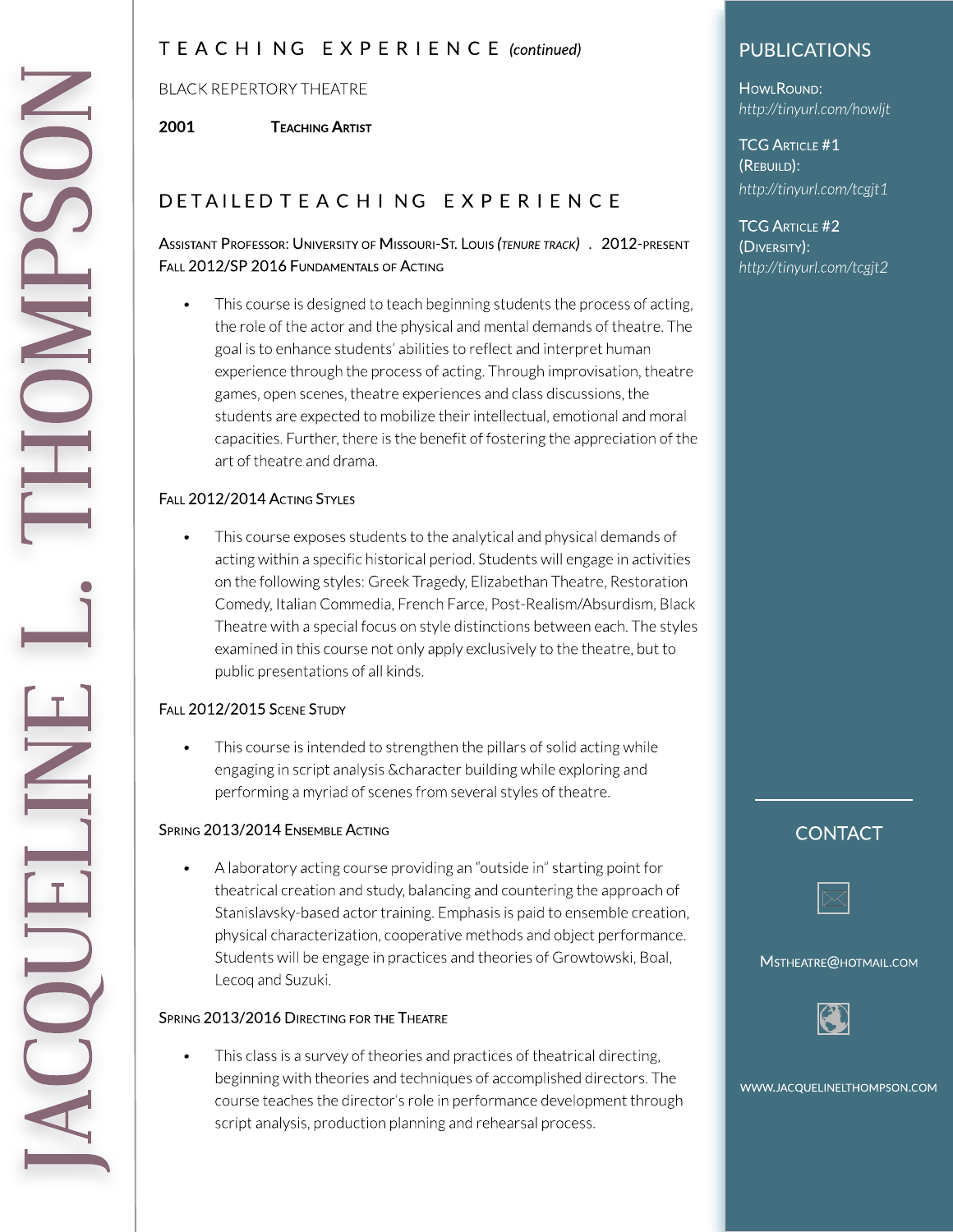# JACQUELINE L. THOMPSON

## TEACHING EXPERIENCE *(continued)*

BLACK REPERTORY THEATRE

**2001** Teaching Artist

## DETAILED TEACHING EXPERIENCE

Assistant Professor: University of Missouri-St. Louis *(tenure track)* . 2012-present

Fall 2012/SP 2016 Fundamentals of Acting

- This course is designed to teach beginning students the process of acting, the role of the actor and the physical and mental demands of theatre. The goal is to enhance students' abilities to reflect and interpret human experience through the process of acting. Through improvisation, theatre games, open scenes, theatre experiences and class discussions, the students are expected to mobilize their intellectual, emotional and moral capacities. Further, there is the benefit of fostering the appreciation of the art of theatre and drama.

Fall 2012/2014 Acting Styles

- This course exposes students to the analytical and physical demands of acting within a specific historical period. Students will engage in activities on the following styles: Greek Tragedy, Elizabethan Theatre, Restoration Comedy, Italian Commedia, French Farce, Post-Realism/Absurdism, Black Theatre with a special focus on style distinctions between each. The styles examined in this course not only apply exclusively to the theatre, but to public presentations of all kinds.

Fall 2012/2015 Scene Study

- This course is intended to strengthen the pillars of solid acting while engaging in script analysis &character building while exploring and performing a myriad of scenes from several styles of theatre.

Spring 2013/2014 Ensemble Acting

- A laboratory acting course providing an "outside in" starting point for theatrical creation and study, balancing and countering the approach of Stanislavsky-based actor training. Emphasis is paid to ensemble creation, physical characterization, cooperative methods and object performance. Students will be engage in practices and theories of Growtowski, Boal, Lecoq and Suzuki.

Spring 2013/2016 Directing for the Theatre

- This class is a survey of theories and practices of theatrical directing, beginning with theories and techniques of accomplished directors. The course teaches the director's role in performance development through script analysis, production planning and rehearsal process.

## PUBLICATIONS

HowlRound:
*http://tinyurl.com/howljt*

TCG Article #1 (Rebuild):
*http://tinyurl.com/tcgjt1*

TCG Article #2 (Diversity):
*http://tinyurl.com/tcgjt2*

## CONTACT

Mstheatre@hotmail.com

www.jacquelinelthompson.com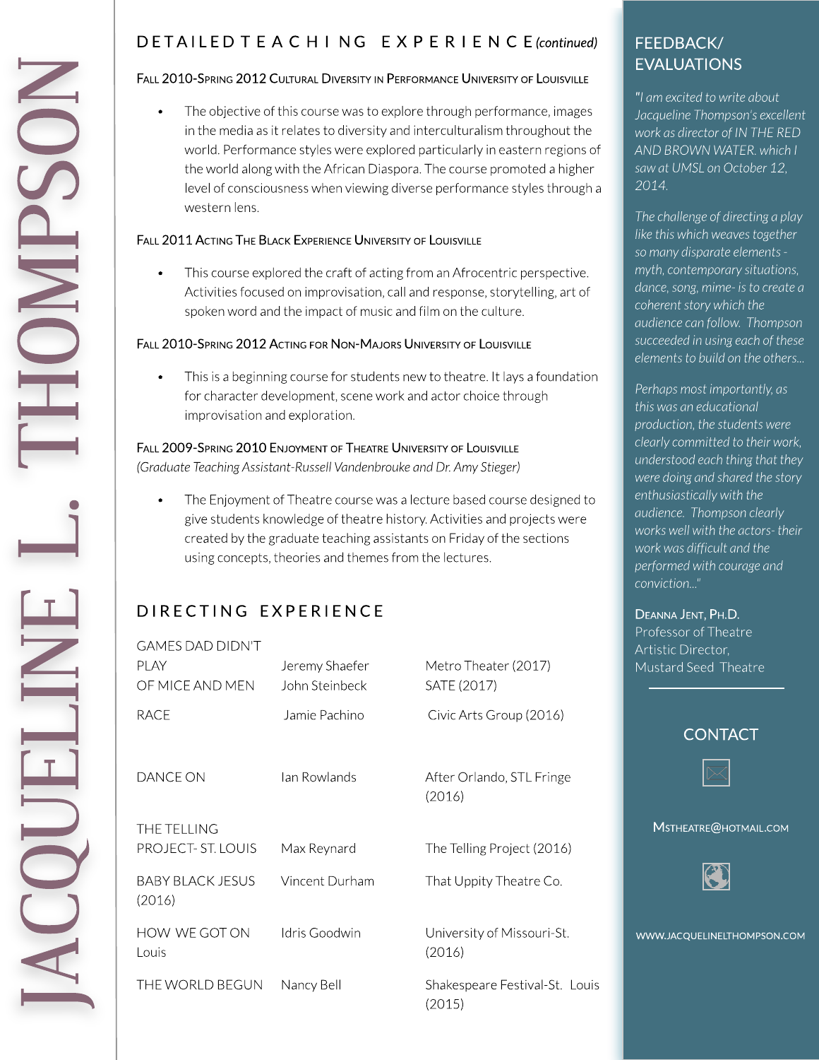# JACQUELINE L. THOMPSON

## DETAILED TEACHING EXPERIENCE *(continued)*

**Fall 2010-Spring 2012 Cultural Diversity in Performance University of Louisville**

- The objective of this course was to explore through performance, images in the media as it relates to diversity and interculturalism throughout the world. Performance styles were explored particularly in eastern regions of the world along with the African Diaspora. The course promoted a higher level of consciousness when viewing diverse performance styles through a western lens.

**Fall 2011 Acting The Black Experience University of Louisville**

- This course explored the craft of acting from an Afrocentric perspective. Activities focused on improvisation, call and response, storytelling, art of spoken word and the impact of music and film on the culture.

**Fall 2010-Spring 2012 Acting for Non-Majors University of Louisville**

- This is a beginning course for students new to theatre. It lays a foundation for character development, scene work and actor choice through improvisation and exploration.

**Fall 2009-Spring 2010 Enjoyment of Theatre University of Louisville**
*(Graduate Teaching Assistant-Russell Vandenbrouke and Dr. Amy Stieger)*

- The Enjoyment of Theatre course was a lecture based course designed to give students knowledge of theatre history. Activities and projects were created by the graduate teaching assistants on Friday of the sections using concepts, theories and themes from the lectures.

## DIRECTING EXPERIENCE

| | | |
|---|---|---|
| GAMES DAD DIDN'T PLAY | Jeremy Shaefer | Metro Theater (2017) |
| OF MICE AND MEN | John Steinbeck | SATE (2017) |
| RACE | Jamie Pachino | Civic Arts Group (2016) |
| DANCE ON | Ian Rowlands | After Orlando, STL Fringe (2016) |
| THE TELLING PROJECT- ST. LOUIS | Max Reynard | The Telling Project (2016) |
| BABY BLACK JESUS (2016) | Vincent Durham | That Uppity Theatre Co. |
| HOW WE GOT ON Louis | Idris Goodwin | University of Missouri-St. (2016) |
| THE WORLD BEGUN | Nancy Bell | Shakespeare Festival-St. Louis (2015) |

## FEEDBACK/ EVALUATIONS

*"I am excited to write about Jacqueline Thompson's excellent work as director of IN THE RED AND BROWN WATER. which I saw at UMSL on October 12, 2014.*

*The challenge of directing a play like this which weaves together so many disparate elements - myth, contemporary situations, dance, song, mime- is to create a coherent story which the audience can follow. Thompson succeeded in using each of these elements to build on the others...*

*Perhaps most importantly, as this was an educational production, the students were clearly committed to their work, understood each thing that they were doing and shared the story enthusiastically with the audience. Thompson clearly works well with the actors- their work was difficult and the performed with courage and conviction..."*

**Deanna Jent, Ph.D.**
Professor of Theatre
Artistic Director,
Mustard Seed Theatre

## CONTACT

Mstheatre@hotmail.com

www.jacquelinelthompson.com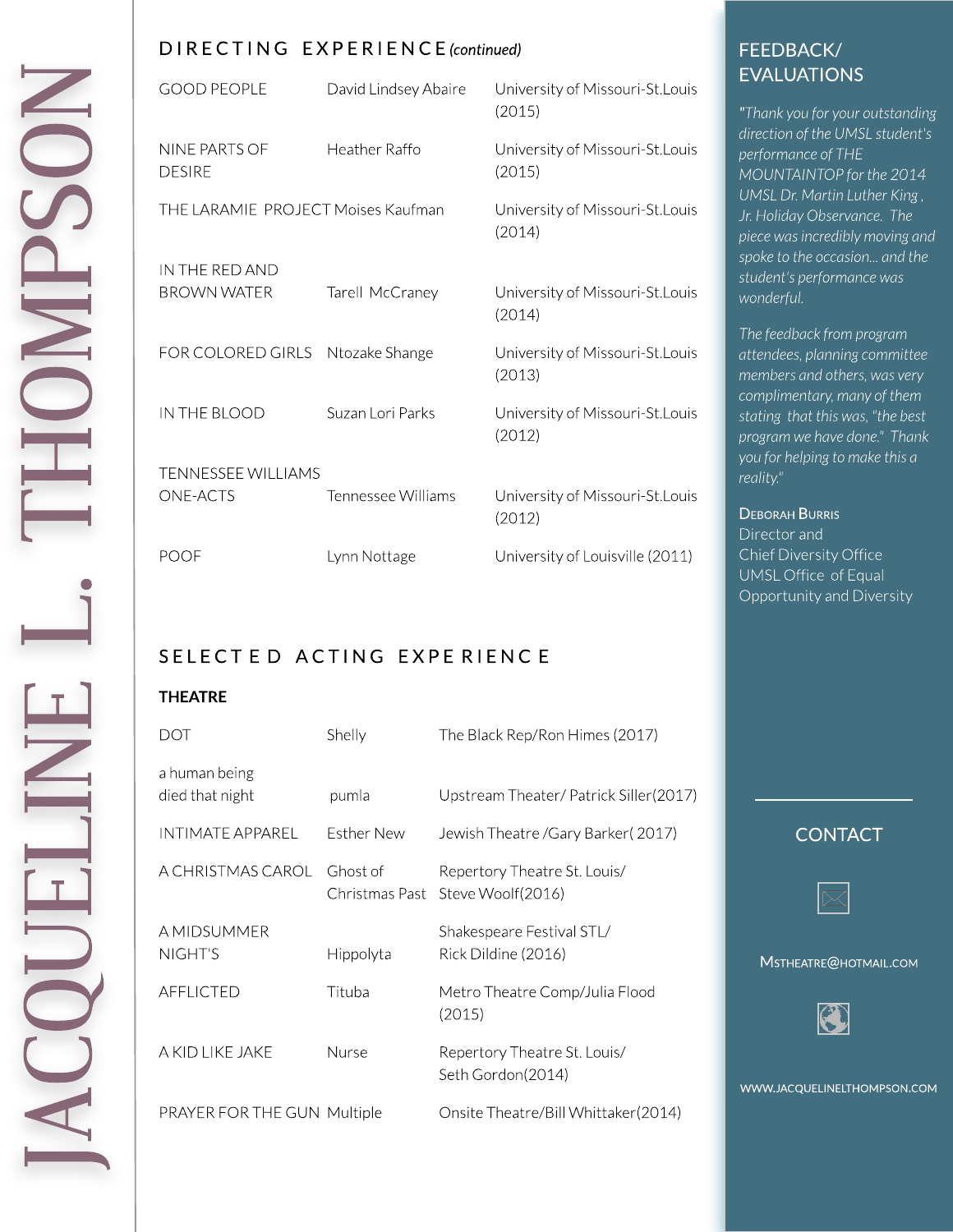# JACQUELINE L. THOMPSON

## DIRECTING EXPERIENCE *(continued)*

| | | |
|---|---|---|
| GOOD PEOPLE | David Lindsey Abaire | University of Missouri-St.Louis (2015) |
| NINE PARTS OF DESIRE | Heather Raffo | University of Missouri-St.Louis (2015) |
| THE LARAMIE PROJECT | Moises Kaufman | University of Missouri-St.Louis (2014) |
| IN THE RED AND BROWN WATER | Tarell McCraney | University of Missouri-St.Louis (2014) |
| FOR COLORED GIRLS | Ntozake Shange | University of Missouri-St.Louis (2013) |
| IN THE BLOOD | Suzan Lori Parks | University of Missouri-St.Louis (2012) |
| TENNESSEE WILLIAMS ONE-ACTS | Tennessee Williams | University of Missouri-St.Louis (2012) |
| POOF | Lynn Nottage | University of Louisville (2011) |

## SELECTED ACTING EXPERIENCE

### THEATRE

| | | |
|---|---|---|
| DOT | Shelly | The Black Rep/Ron Himes (2017) |
| a human being died that night | pumla | Upstream Theater/ Patrick Siller(2017) |
| INTIMATE APPAREL | Esther New | Jewish Theatre /Gary Barker( 2017) |
| A CHRISTMAS CAROL | Ghost of Christmas Past | Repertory Theatre St. Louis/ Steve Woolf(2016) |
| A MIDSUMMER NIGHT'S | Hippolyta | Shakespeare Festival STL/ Rick Dildine (2016) |
| AFFLICTED | Tituba | Metro Theatre Comp/Julia Flood (2015) |
| A KID LIKE JAKE | Nurse | Repertory Theatre St. Louis/ Seth Gordon(2014) |
| PRAYER FOR THE GUN | Multiple | Onsite Theatre/Bill Whittaker(2014) |

## FEEDBACK/ EVALUATIONS

*"Thank you for your outstanding direction of the UMSL student's performance of THE MOUNTAINTOP for the 2014 UMSL Dr. Martin Luther King , Jr. Holiday Observance. The piece was incredibly moving and spoke to the occasion... and the student's performance was wonderful.*

*The feedback from program attendees, planning committee members and others, was very complimentary, many of them stating that this was, "the best program we have done." Thank you for helping to make this a reality."*

Deborah Burris
Director and
Chief Diversity Office
UMSL Office of Equal Opportunity and Diversity

## CONTACT

Mstheatre@hotmail.com

WWW.JACQUELINELTHOMPSON.COM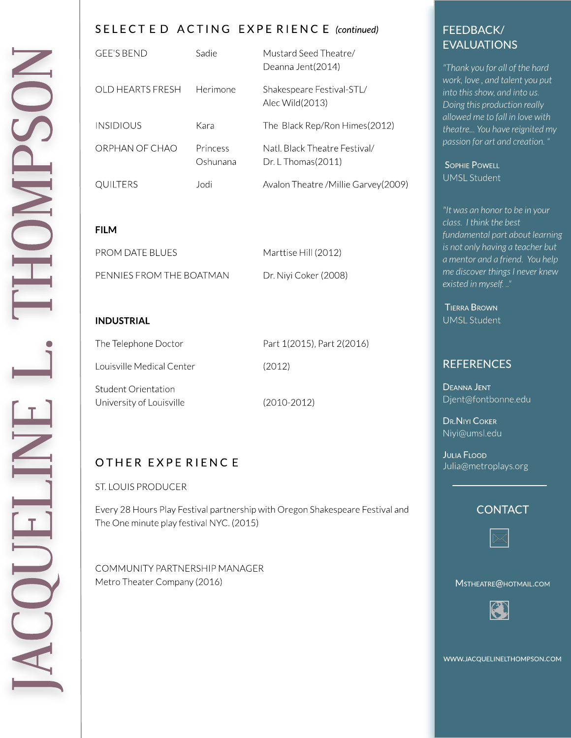# JACQUELINE L. THOMPSON

## SELECTED ACTING EXPERIENCE *(continued)*

| | | |
|---|---|---|
| GEE'S BEND | Sadie | Mustard Seed Theatre/ Deanna Jent(2014) |
| OLD HEARTS FRESH | Herimone | Shakespeare Festival-STL/ Alec Wild(2013) |
| INSIDIOUS | Kara | The Black Rep/Ron Himes(2012) |
| ORPHAN OF CHAO | Princess Oshunana | Natl. Black Theatre Festival/ Dr. L Thomas(2011) |
| QUILTERS | Jodi | Avalon Theatre /Millie Garvey(2009) |

**FILM**

| | |
|---|---|
| PROM DATE BLUES | Marttise Hill (2012) |
| PENNIES FROM THE BOATMAN | Dr. Niyi Coker (2008) |

**INDUSTRIAL**

| | |
|---|---|
| The Telephone Doctor | Part 1(2015), Part 2(2016) |
| Louisville Medical Center | (2012) |
| Student Orientation University of Louisville | (2010-2012) |

## OTHER EXPERIENCE

ST. LOUIS PRODUCER

Every 28 Hours Play Festival partnership with Oregon Shakespeare Festival and The One minute play festival NYC. (2015)

COMMUNITY PARTNERSHIP MANAGER
Metro Theater Company (2016)

## FEEDBACK/ EVALUATIONS

*"Thank you for all of the hard work, love , and talent you put into this show, and into us. Doing this production really allowed me to fall in love with theatre... You have reignited my passion for art and creation. "*

Sophie Powell
UMSL Student

*"It was an honor to be in your class. I think the best fundamental part about learning is not only having a teacher but a mentor and a friend. You help me discover things I never knew existed in myself. .."*

Tierra Brown
UMSL Student

## REFERENCES

Deanna Jent
Djent@fontbonne.edu

Dr.Niyi Coker
Niyi@umsl.edu

Julia Flood
Julia@metroplays.org

## CONTACT

Mstheatre@hotmail.com

WWW.JACQUELINELTHOMPSON.COM